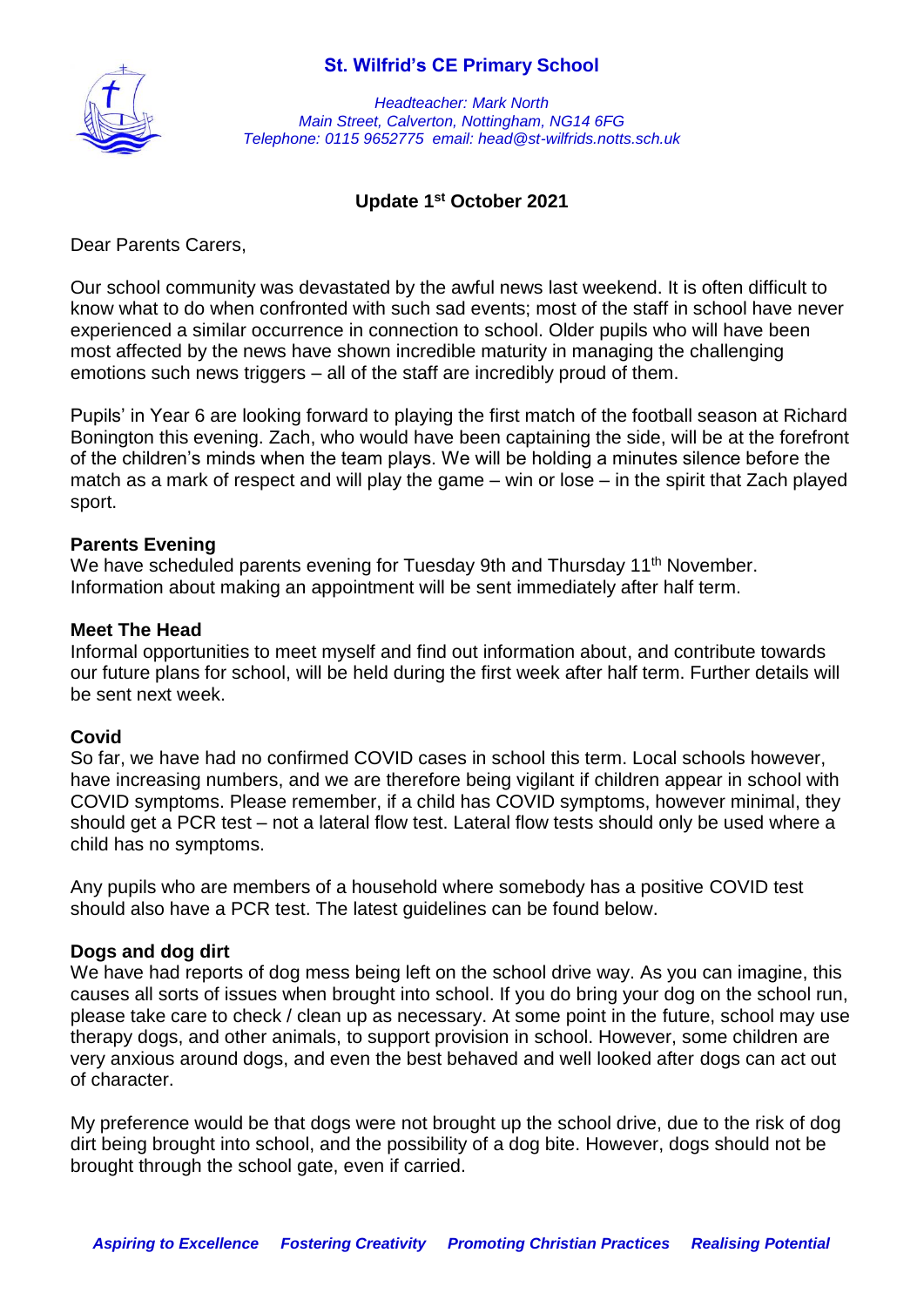# St. Wilfrid's CE Primary School

*Headteacher: Mark North*
*Main Street, Calverton, Nottingham, NG14 6FG*
*Telephone: 0115 9652775 email: head@st-wilfrids.notts.sch.uk*

## Update 1st October 2021

Dear Parents Carers,

Our school community was devastated by the awful news last weekend. It is often difficult to know what to do when confronted with such sad events; most of the staff in school have never experienced a similar occurrence in connection to school. Older pupils who will have been most affected by the news have shown incredible maturity in managing the challenging emotions such news triggers – all of the staff are incredibly proud of them.

Pupils' in Year 6 are looking forward to playing the first match of the football season at Richard Bonington this evening. Zach, who would have been captaining the side, will be at the forefront of the children's minds when the team plays. We will be holding a minutes silence before the match as a mark of respect and will play the game – win or lose – in the spirit that Zach played sport.

**Parents Evening**
We have scheduled parents evening for Tuesday 9th and Thursday 11th November. Information about making an appointment will be sent immediately after half term.

**Meet The Head**
Informal opportunities to meet myself and find out information about, and contribute towards our future plans for school, will be held during the first week after half term. Further details will be sent next week.

**Covid**
So far, we have had no confirmed COVID cases in school this term. Local schools however, have increasing numbers, and we are therefore being vigilant if children appear in school with COVID symptoms. Please remember, if a child has COVID symptoms, however minimal, they should get a PCR test – not a lateral flow test. Lateral flow tests should only be used where a child has no symptoms.

Any pupils who are members of a household where somebody has a positive COVID test should also have a PCR test. The latest guidelines can be found below.

**Dogs and dog dirt**
We have had reports of dog mess being left on the school drive way. As you can imagine, this causes all sorts of issues when brought into school. If you do bring your dog on the school run, please take care to check / clean up as necessary. At some point in the future, school may use therapy dogs, and other animals, to support provision in school. However, some children are very anxious around dogs, and even the best behaved and well looked after dogs can act out of character.

My preference would be that dogs were not brought up the school drive, due to the risk of dog dirt being brought into school, and the possibility of a dog bite. However, dogs should not be brought through the school gate, even if carried.

*Aspiring to Excellence   Fostering Creativity   Promoting Christian Practices   Realising Potential*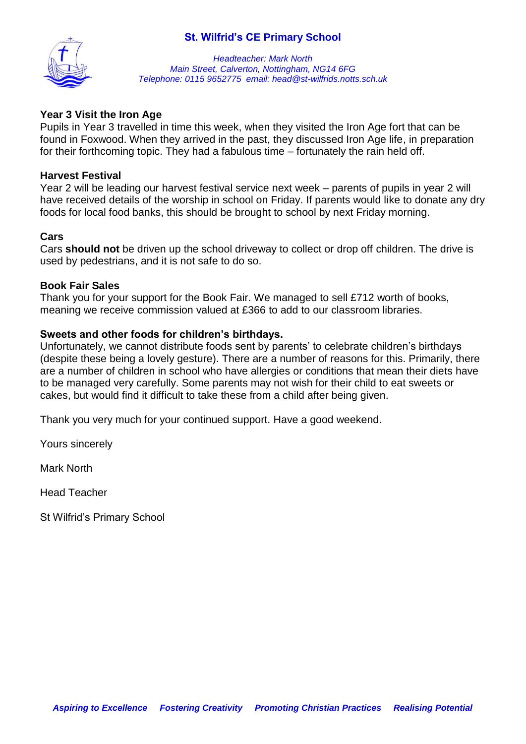# St. Wilfrid's CE Primary School

*Headteacher: Mark North*
*Main Street, Calverton, Nottingham, NG14 6FG*
*Telephone: 0115 9652775 email: head@st-wilfrids.notts.sch.uk*

**Year 3 Visit the Iron Age**
Pupils in Year 3 travelled in time this week, when they visited the Iron Age fort that can be found in Foxwood. When they arrived in the past, they discussed Iron Age life, in preparation for their forthcoming topic. They had a fabulous time – fortunately the rain held off.

**Harvest Festival**
Year 2 will be leading our harvest festival service next week – parents of pupils in year 2 will have received details of the worship in school on Friday. If parents would like to donate any dry foods for local food banks, this should be brought to school by next Friday morning.

**Cars**
Cars **should not** be driven up the school driveway to collect or drop off children. The drive is used by pedestrians, and it is not safe to do so.

**Book Fair Sales**
Thank you for your support for the Book Fair. We managed to sell £712 worth of books, meaning we receive commission valued at £366 to add to our classroom libraries.

**Sweets and other foods for children's birthdays.**
Unfortunately, we cannot distribute foods sent by parents' to celebrate children's birthdays (despite these being a lovely gesture). There are a number of reasons for this. Primarily, there are a number of children in school who have allergies or conditions that mean their diets have to be managed very carefully. Some parents may not wish for their child to eat sweets or cakes, but would find it difficult to take these from a child after being given.

Thank you very much for your continued support. Have a good weekend.

Yours sincerely

Mark North

Head Teacher

St Wilfrid's Primary School

***Aspiring to Excellence Fostering Creativity Promoting Christian Practices Realising Potential***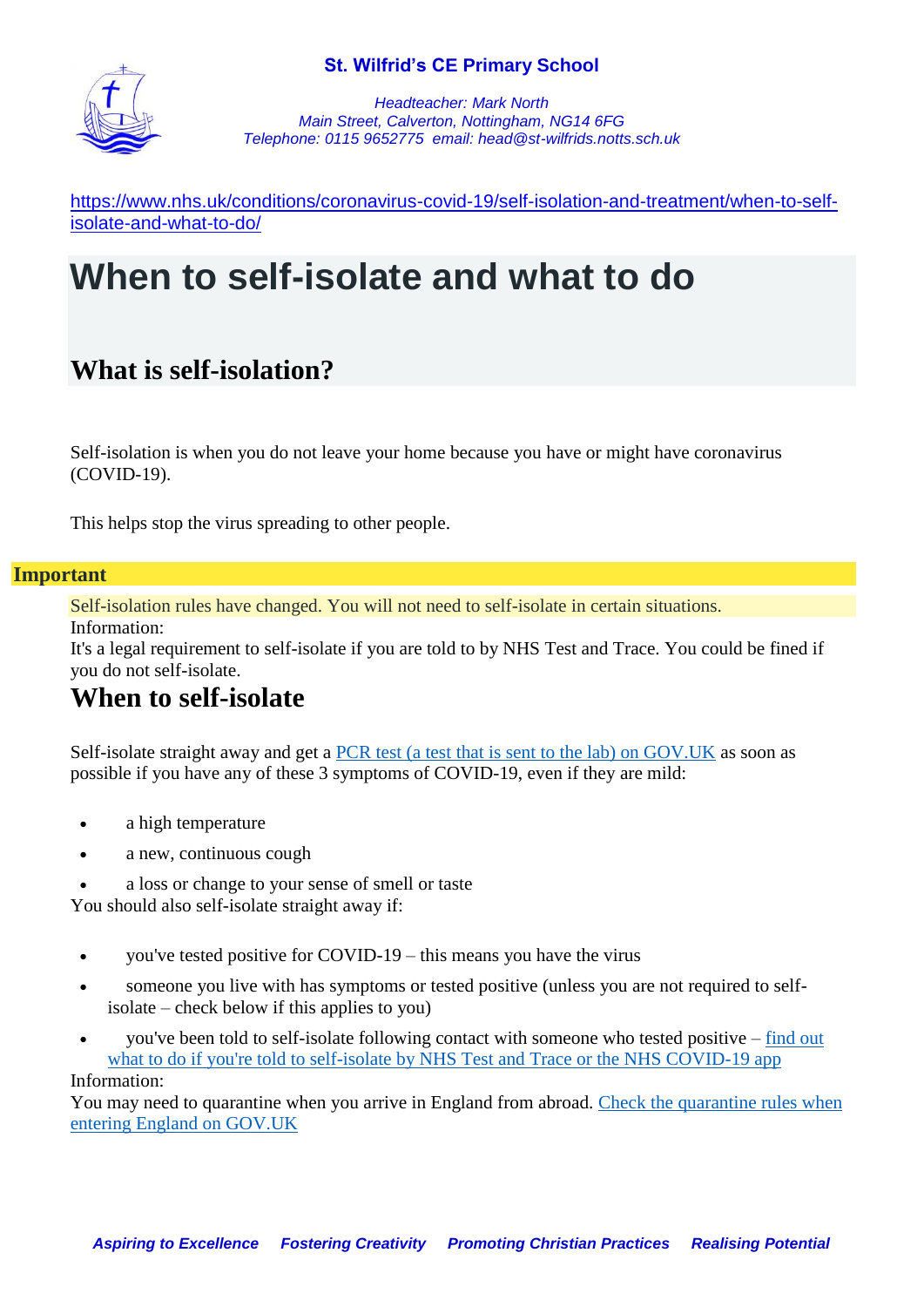**St. Wilfrid's CE Primary School**

*Headteacher: Mark North*
*Main Street, Calverton, Nottingham, NG14 6FG*
*Telephone: 0115 9652775 email: head@st-wilfrids.notts.sch.uk*

https://www.nhs.uk/conditions/coronavirus-covid-19/self-isolation-and-treatment/when-to-self-isolate-and-what-to-do/

# When to self-isolate and what to do

## What is self-isolation?

Self-isolation is when you do not leave your home because you have or might have coronavirus (COVID-19).

This helps stop the virus spreading to other people.

**Important**

Self-isolation rules have changed. You will not need to self-isolate in certain situations.

Information:
It's a legal requirement to self-isolate if you are told to by NHS Test and Trace. You could be fined if you do not self-isolate.

## When to self-isolate

Self-isolate straight away and get a PCR test (a test that is sent to the lab) on GOV.UK as soon as possible if you have any of these 3 symptoms of COVID-19, even if they are mild:

- a high temperature
- a new, continuous cough
- a loss or change to your sense of smell or taste

You should also self-isolate straight away if:

- you've tested positive for COVID-19 – this means you have the virus
- someone you live with has symptoms or tested positive (unless you are not required to self-isolate – check below if this applies to you)
- you've been told to self-isolate following contact with someone who tested positive – find out what to do if you're told to self-isolate by NHS Test and Trace or the NHS COVID-19 app

Information:
You may need to quarantine when you arrive in England from abroad. Check the quarantine rules when entering England on GOV.UK

*Aspiring to Excellence    Fostering Creativity    Promoting Christian Practices    Realising Potential*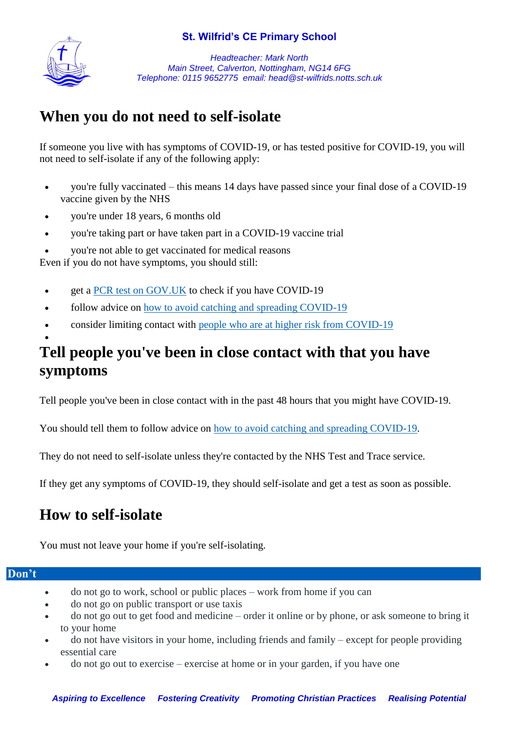## When you do not need to self-isolate

If someone you live with has symptoms of COVID-19, or has tested positive for COVID-19, you will not need to self-isolate if any of the following apply:

- you're fully vaccinated – this means 14 days have passed since your final dose of a COVID-19 vaccine given by the NHS
- you're under 18 years, 6 months old
- you're taking part or have taken part in a COVID-19 vaccine trial
- you're not able to get vaccinated for medical reasons

Even if you do not have symptoms, you should still:

- get a PCR test on GOV.UK to check if you have COVID-19
- follow advice on how to avoid catching and spreading COVID-19
- consider limiting contact with people who are at higher risk from COVID-19

## Tell people you've been in close contact with that you have symptoms

Tell people you've been in close contact with in the past 48 hours that you might have COVID-19.

You should tell them to follow advice on how to avoid catching and spreading COVID-19.

They do not need to self-isolate unless they're contacted by the NHS Test and Trace service.

If they get any symptoms of COVID-19, they should self-isolate and get a test as soon as possible.

## How to self-isolate

You must not leave your home if you're self-isolating.

### Don't

- do not go to work, school or public places – work from home if you can
- do not go on public transport or use taxis
- do not go out to get food and medicine – order it online or by phone, or ask someone to bring it to your home
- do not have visitors in your home, including friends and family – except for people providing essential care
- do not go out to exercise – exercise at home or in your garden, if you have one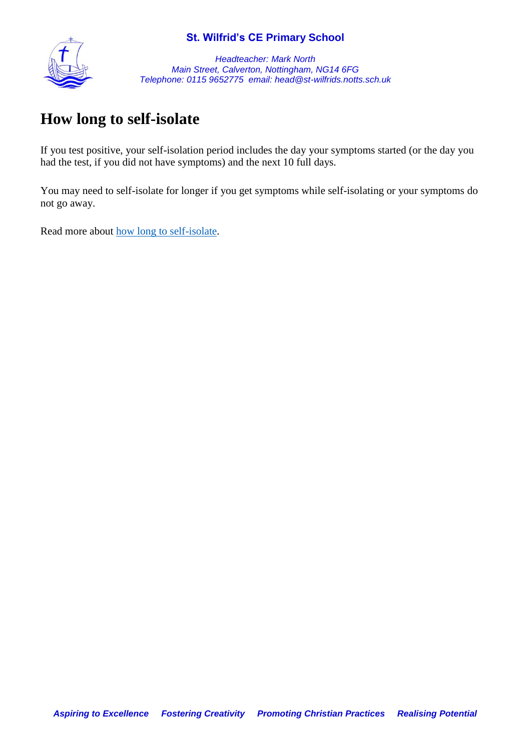# How long to self-isolate

If you test positive, your self-isolation period includes the day your symptoms started (or the day you had the test, if you did not have symptoms) and the next 10 full days.

You may need to self-isolate for longer if you get symptoms while self-isolating or your symptoms do not go away.

Read more about how long to self-isolate.